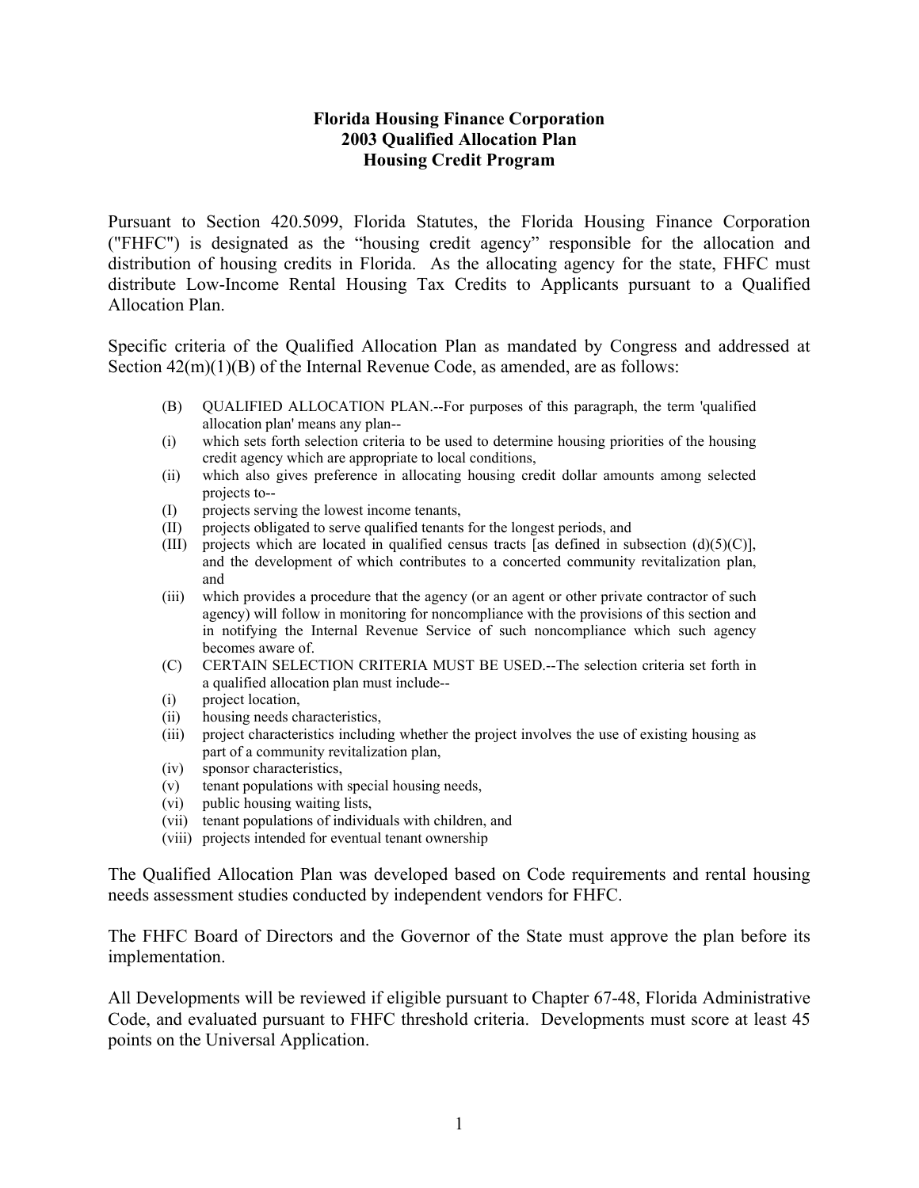**Florida Housing Finance Corporation**
**2003 Qualified Allocation Plan**
**Housing Credit Program**

Pursuant to Section 420.5099, Florida Statutes, the Florida Housing Finance Corporation ("FHFC") is designated as the "housing credit agency" responsible for the allocation and distribution of housing credits in Florida. As the allocating agency for the state, FHFC must distribute Low-Income Rental Housing Tax Credits to Applicants pursuant to a Qualified Allocation Plan.

Specific criteria of the Qualified Allocation Plan as mandated by Congress and addressed at Section 42(m)(1)(B) of the Internal Revenue Code, as amended, are as follows:

> (B) QUALIFIED ALLOCATION PLAN.--For purposes of this paragraph, the term 'qualified allocation plan' means any plan--
> (i) which sets forth selection criteria to be used to determine housing priorities of the housing credit agency which are appropriate to local conditions,
> (ii) which also gives preference in allocating housing credit dollar amounts among selected projects to--
> (I) projects serving the lowest income tenants,
> (II) projects obligated to serve qualified tenants for the longest periods, and
> (III) projects which are located in qualified census tracts [as defined in subsection (d)(5)(C)], and the development of which contributes to a concerted community revitalization plan, and
> (iii) which provides a procedure that the agency (or an agent or other private contractor of such agency) will follow in monitoring for noncompliance with the provisions of this section and in notifying the Internal Revenue Service of such noncompliance which such agency becomes aware of.
> (C) CERTAIN SELECTION CRITERIA MUST BE USED.--The selection criteria set forth in a qualified allocation plan must include--
> (i) project location,
> (ii) housing needs characteristics,
> (iii) project characteristics including whether the project involves the use of existing housing as part of a community revitalization plan,
> (iv) sponsor characteristics,
> (v) tenant populations with special housing needs,
> (vi) public housing waiting lists,
> (vii) tenant populations of individuals with children, and
> (viii) projects intended for eventual tenant ownership

The Qualified Allocation Plan was developed based on Code requirements and rental housing needs assessment studies conducted by independent vendors for FHFC.

The FHFC Board of Directors and the Governor of the State must approve the plan before its implementation.

All Developments will be reviewed if eligible pursuant to Chapter 67-48, Florida Administrative Code, and evaluated pursuant to FHFC threshold criteria. Developments must score at least 45 points on the Universal Application.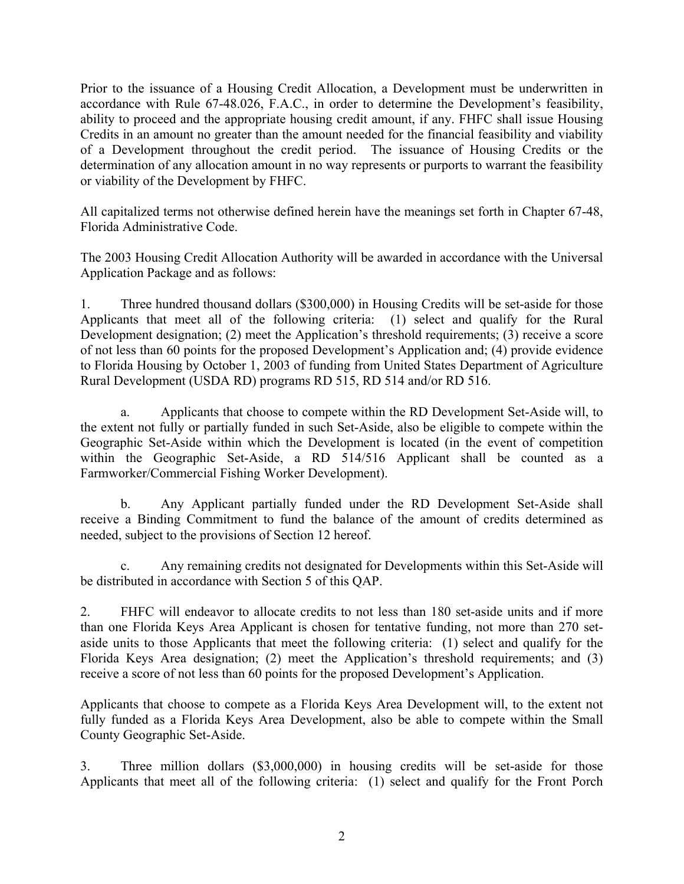Prior to the issuance of a Housing Credit Allocation, a Development must be underwritten in accordance with Rule 67-48.026, F.A.C., in order to determine the Development's feasibility, ability to proceed and the appropriate housing credit amount, if any. FHFC shall issue Housing Credits in an amount no greater than the amount needed for the financial feasibility and viability of a Development throughout the credit period. The issuance of Housing Credits or the determination of any allocation amount in no way represents or purports to warrant the feasibility or viability of the Development by FHFC.

All capitalized terms not otherwise defined herein have the meanings set forth in Chapter 67-48, Florida Administrative Code.

The 2003 Housing Credit Allocation Authority will be awarded in accordance with the Universal Application Package and as follows:

1. Three hundred thousand dollars ($300,000) in Housing Credits will be set-aside for those Applicants that meet all of the following criteria: (1) select and qualify for the Rural Development designation; (2) meet the Application's threshold requirements; (3) receive a score of not less than 60 points for the proposed Development's Application and; (4) provide evidence to Florida Housing by October 1, 2003 of funding from United States Department of Agriculture Rural Development (USDA RD) programs RD 515, RD 514 and/or RD 516.

   a. Applicants that choose to compete within the RD Development Set-Aside will, to the extent not fully or partially funded in such Set-Aside, also be eligible to compete within the Geographic Set-Aside within which the Development is located (in the event of competition within the Geographic Set-Aside, a RD 514/516 Applicant shall be counted as a Farmworker/Commercial Fishing Worker Development).

   b. Any Applicant partially funded under the RD Development Set-Aside shall receive a Binding Commitment to fund the balance of the amount of credits determined as needed, subject to the provisions of Section 12 hereof.

   c. Any remaining credits not designated for Developments within this Set-Aside will be distributed in accordance with Section 5 of this QAP.

2. FHFC will endeavor to allocate credits to not less than 180 set-aside units and if more than one Florida Keys Area Applicant is chosen for tentative funding, not more than 270 set-aside units to those Applicants that meet the following criteria: (1) select and qualify for the Florida Keys Area designation; (2) meet the Application's threshold requirements; and (3) receive a score of not less than 60 points for the proposed Development's Application.

Applicants that choose to compete as a Florida Keys Area Development will, to the extent not fully funded as a Florida Keys Area Development, also be able to compete within the Small County Geographic Set-Aside.

3. Three million dollars ($3,000,000) in housing credits will be set-aside for those Applicants that meet all of the following criteria: (1) select and qualify for the Front Porch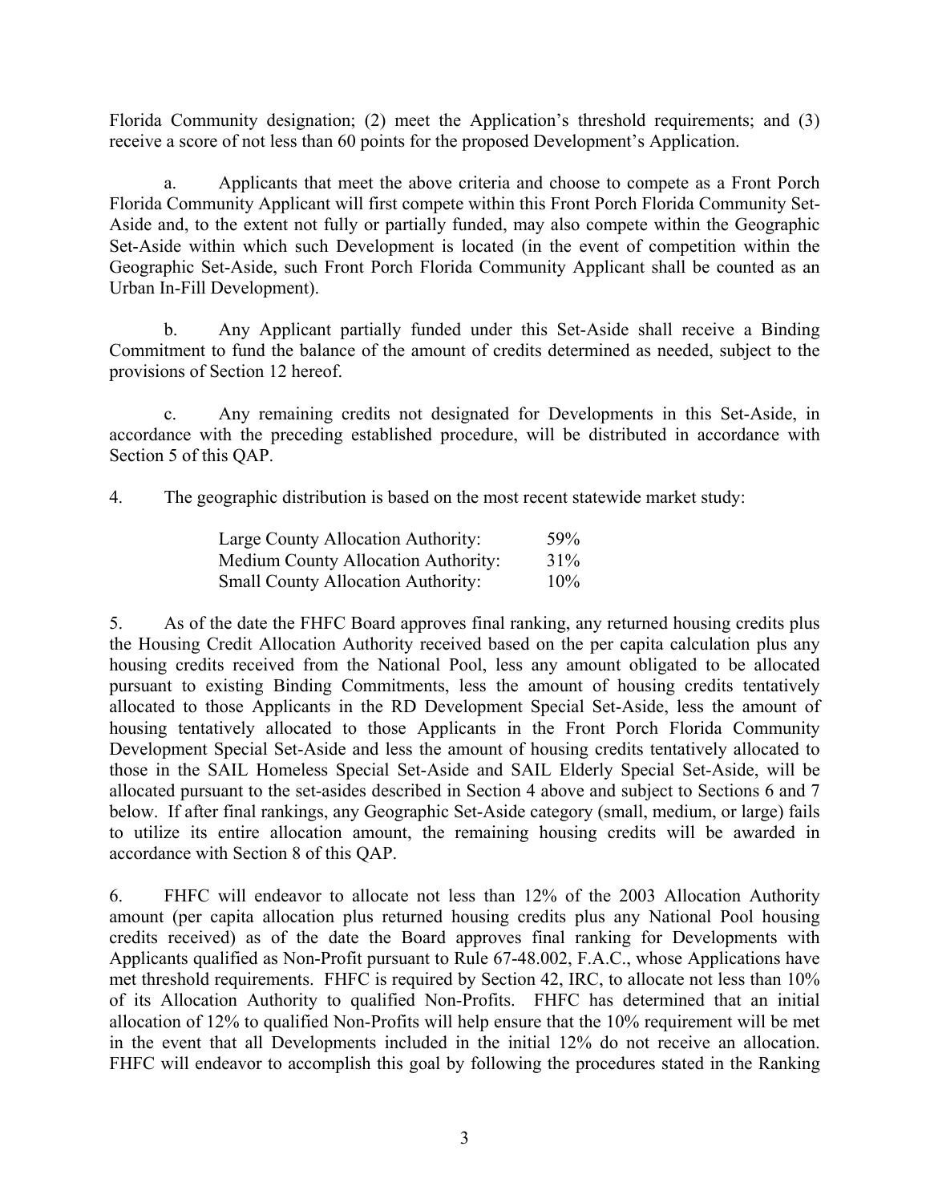Florida Community designation; (2) meet the Application's threshold requirements; and (3) receive a score of not less than 60 points for the proposed Development's Application.

a. Applicants that meet the above criteria and choose to compete as a Front Porch Florida Community Applicant will first compete within this Front Porch Florida Community Set-Aside and, to the extent not fully or partially funded, may also compete within the Geographic Set-Aside within which such Development is located (in the event of competition within the Geographic Set-Aside, such Front Porch Florida Community Applicant shall be counted as an Urban In-Fill Development).

b. Any Applicant partially funded under this Set-Aside shall receive a Binding Commitment to fund the balance of the amount of credits determined as needed, subject to the provisions of Section 12 hereof.

c. Any remaining credits not designated for Developments in this Set-Aside, in accordance with the preceding established procedure, will be distributed in accordance with Section 5 of this QAP.

4. The geographic distribution is based on the most recent statewide market study:

| | |
|---|---|
| Large County Allocation Authority: | 59% |
| Medium County Allocation Authority: | 31% |
| Small County Allocation Authority: | 10% |

5. As of the date the FHFC Board approves final ranking, any returned housing credits plus the Housing Credit Allocation Authority received based on the per capita calculation plus any housing credits received from the National Pool, less any amount obligated to be allocated pursuant to existing Binding Commitments, less the amount of housing credits tentatively allocated to those Applicants in the RD Development Special Set-Aside, less the amount of housing tentatively allocated to those Applicants in the Front Porch Florida Community Development Special Set-Aside and less the amount of housing credits tentatively allocated to those in the SAIL Homeless Special Set-Aside and SAIL Elderly Special Set-Aside, will be allocated pursuant to the set-asides described in Section 4 above and subject to Sections 6 and 7 below. If after final rankings, any Geographic Set-Aside category (small, medium, or large) fails to utilize its entire allocation amount, the remaining housing credits will be awarded in accordance with Section 8 of this QAP.

6. FHFC will endeavor to allocate not less than 12% of the 2003 Allocation Authority amount (per capita allocation plus returned housing credits plus any National Pool housing credits received) as of the date the Board approves final ranking for Developments with Applicants qualified as Non-Profit pursuant to Rule 67-48.002, F.A.C., whose Applications have met threshold requirements. FHFC is required by Section 42, IRC, to allocate not less than 10% of its Allocation Authority to qualified Non-Profits. FHFC has determined that an initial allocation of 12% to qualified Non-Profits will help ensure that the 10% requirement will be met in the event that all Developments included in the initial 12% do not receive an allocation. FHFC will endeavor to accomplish this goal by following the procedures stated in the Ranking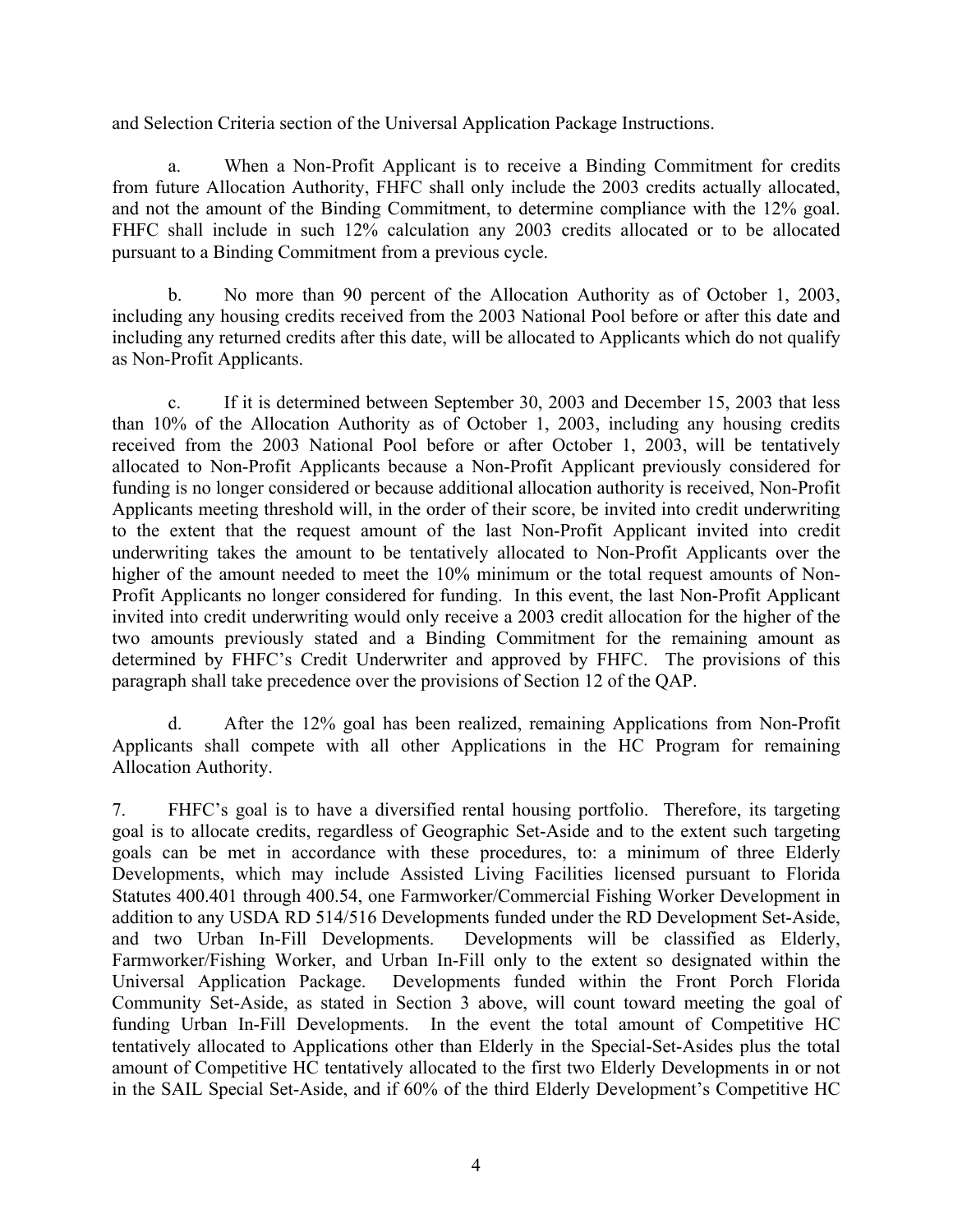and Selection Criteria section of the Universal Application Package Instructions.

a. When a Non-Profit Applicant is to receive a Binding Commitment for credits from future Allocation Authority, FHFC shall only include the 2003 credits actually allocated, and not the amount of the Binding Commitment, to determine compliance with the 12% goal. FHFC shall include in such 12% calculation any 2003 credits allocated or to be allocated pursuant to a Binding Commitment from a previous cycle.

b. No more than 90 percent of the Allocation Authority as of October 1, 2003, including any housing credits received from the 2003 National Pool before or after this date and including any returned credits after this date, will be allocated to Applicants which do not qualify as Non-Profit Applicants.

c. If it is determined between September 30, 2003 and December 15, 2003 that less than 10% of the Allocation Authority as of October 1, 2003, including any housing credits received from the 2003 National Pool before or after October 1, 2003, will be tentatively allocated to Non-Profit Applicants because a Non-Profit Applicant previously considered for funding is no longer considered or because additional allocation authority is received, Non-Profit Applicants meeting threshold will, in the order of their score, be invited into credit underwriting to the extent that the request amount of the last Non-Profit Applicant invited into credit underwriting takes the amount to be tentatively allocated to Non-Profit Applicants over the higher of the amount needed to meet the 10% minimum or the total request amounts of Non-Profit Applicants no longer considered for funding. In this event, the last Non-Profit Applicant invited into credit underwriting would only receive a 2003 credit allocation for the higher of the two amounts previously stated and a Binding Commitment for the remaining amount as determined by FHFC's Credit Underwriter and approved by FHFC. The provisions of this paragraph shall take precedence over the provisions of Section 12 of the QAP.

d. After the 12% goal has been realized, remaining Applications from Non-Profit Applicants shall compete with all other Applications in the HC Program for remaining Allocation Authority.

7. FHFC's goal is to have a diversified rental housing portfolio. Therefore, its targeting goal is to allocate credits, regardless of Geographic Set-Aside and to the extent such targeting goals can be met in accordance with these procedures, to: a minimum of three Elderly Developments, which may include Assisted Living Facilities licensed pursuant to Florida Statutes 400.401 through 400.54, one Farmworker/Commercial Fishing Worker Development in addition to any USDA RD 514/516 Developments funded under the RD Development Set-Aside, and two Urban In-Fill Developments. Developments will be classified as Elderly, Farmworker/Fishing Worker, and Urban In-Fill only to the extent so designated within the Universal Application Package. Developments funded within the Front Porch Florida Community Set-Aside, as stated in Section 3 above, will count toward meeting the goal of funding Urban In-Fill Developments. In the event the total amount of Competitive HC tentatively allocated to Applications other than Elderly in the Special-Set-Asides plus the total amount of Competitive HC tentatively allocated to the first two Elderly Developments in or not in the SAIL Special Set-Aside, and if 60% of the third Elderly Development's Competitive HC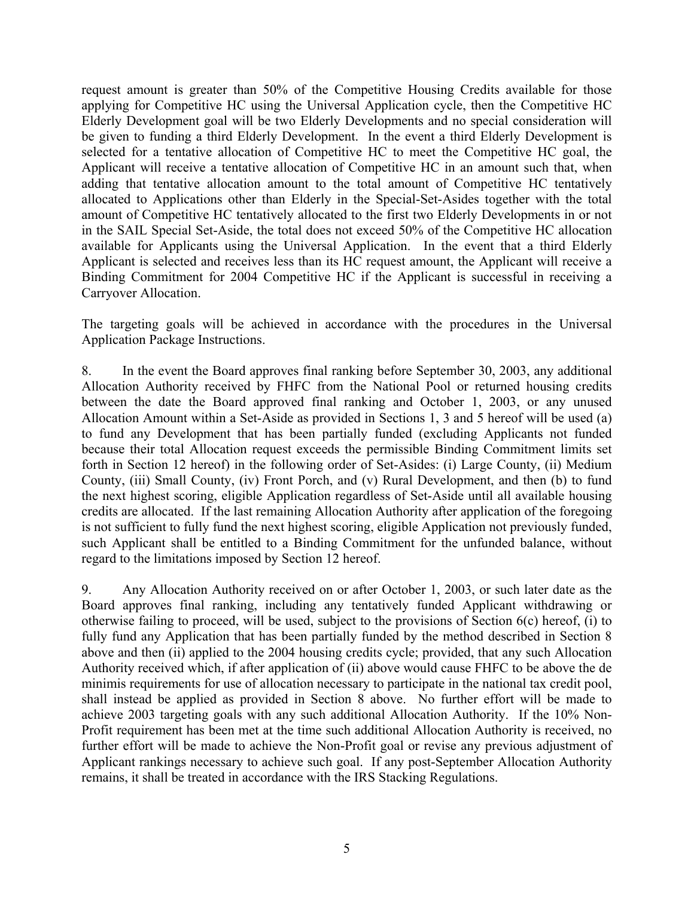request amount is greater than 50% of the Competitive Housing Credits available for those applying for Competitive HC using the Universal Application cycle, then the Competitive HC Elderly Development goal will be two Elderly Developments and no special consideration will be given to funding a third Elderly Development. In the event a third Elderly Development is selected for a tentative allocation of Competitive HC to meet the Competitive HC goal, the Applicant will receive a tentative allocation of Competitive HC in an amount such that, when adding that tentative allocation amount to the total amount of Competitive HC tentatively allocated to Applications other than Elderly in the Special-Set-Asides together with the total amount of Competitive HC tentatively allocated to the first two Elderly Developments in or not in the SAIL Special Set-Aside, the total does not exceed 50% of the Competitive HC allocation available for Applicants using the Universal Application. In the event that a third Elderly Applicant is selected and receives less than its HC request amount, the Applicant will receive a Binding Commitment for 2004 Competitive HC if the Applicant is successful in receiving a Carryover Allocation.

The targeting goals will be achieved in accordance with the procedures in the Universal Application Package Instructions.

8. In the event the Board approves final ranking before September 30, 2003, any additional Allocation Authority received by FHFC from the National Pool or returned housing credits between the date the Board approved final ranking and October 1, 2003, or any unused Allocation Amount within a Set-Aside as provided in Sections 1, 3 and 5 hereof will be used (a) to fund any Development that has been partially funded (excluding Applicants not funded because their total Allocation request exceeds the permissible Binding Commitment limits set forth in Section 12 hereof) in the following order of Set-Asides: (i) Large County, (ii) Medium County, (iii) Small County, (iv) Front Porch, and (v) Rural Development, and then (b) to fund the next highest scoring, eligible Application regardless of Set-Aside until all available housing credits are allocated. If the last remaining Allocation Authority after application of the foregoing is not sufficient to fully fund the next highest scoring, eligible Application not previously funded, such Applicant shall be entitled to a Binding Commitment for the unfunded balance, without regard to the limitations imposed by Section 12 hereof.

9. Any Allocation Authority received on or after October 1, 2003, or such later date as the Board approves final ranking, including any tentatively funded Applicant withdrawing or otherwise failing to proceed, will be used, subject to the provisions of Section 6(c) hereof, (i) to fully fund any Application that has been partially funded by the method described in Section 8 above and then (ii) applied to the 2004 housing credits cycle; provided, that any such Allocation Authority received which, if after application of (ii) above would cause FHFC to be above the de minimis requirements for use of allocation necessary to participate in the national tax credit pool, shall instead be applied as provided in Section 8 above. No further effort will be made to achieve 2003 targeting goals with any such additional Allocation Authority. If the 10% Non-Profit requirement has been met at the time such additional Allocation Authority is received, no further effort will be made to achieve the Non-Profit goal or revise any previous adjustment of Applicant rankings necessary to achieve such goal. If any post-September Allocation Authority remains, it shall be treated in accordance with the IRS Stacking Regulations.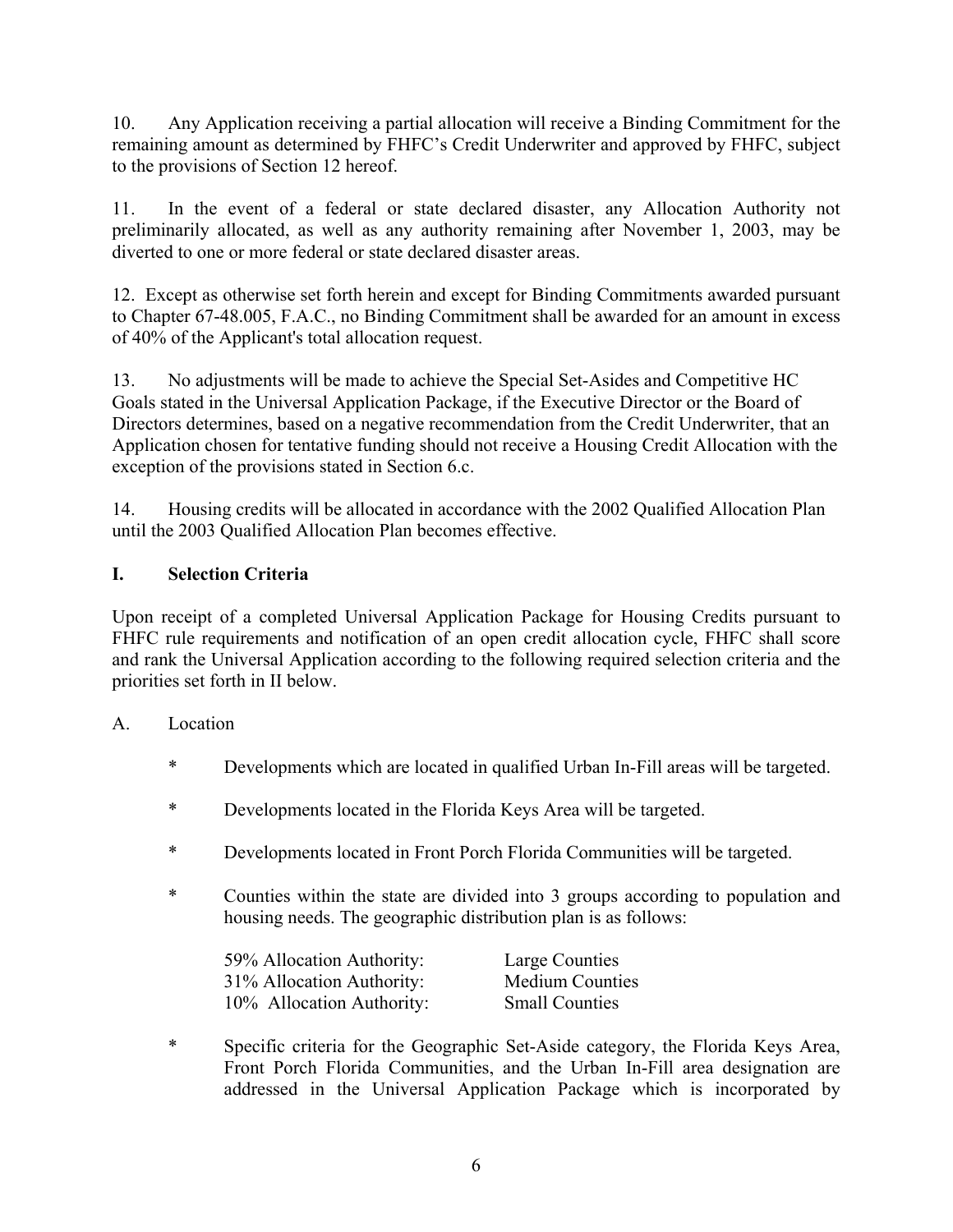10. Any Application receiving a partial allocation will receive a Binding Commitment for the remaining amount as determined by FHFC's Credit Underwriter and approved by FHFC, subject to the provisions of Section 12 hereof.

11. In the event of a federal or state declared disaster, any Allocation Authority not preliminarily allocated, as well as any authority remaining after November 1, 2003, may be diverted to one or more federal or state declared disaster areas.

12. Except as otherwise set forth herein and except for Binding Commitments awarded pursuant to Chapter 67-48.005, F.A.C., no Binding Commitment shall be awarded for an amount in excess of 40% of the Applicant's total allocation request.

13. No adjustments will be made to achieve the Special Set-Asides and Competitive HC Goals stated in the Universal Application Package, if the Executive Director or the Board of Directors determines, based on a negative recommendation from the Credit Underwriter, that an Application chosen for tentative funding should not receive a Housing Credit Allocation with the exception of the provisions stated in Section 6.c.

14. Housing credits will be allocated in accordance with the 2002 Qualified Allocation Plan until the 2003 Qualified Allocation Plan becomes effective.

## I. Selection Criteria

Upon receipt of a completed Universal Application Package for Housing Credits pursuant to FHFC rule requirements and notification of an open credit allocation cycle, FHFC shall score and rank the Universal Application according to the following required selection criteria and the priorities set forth in II below.

A. Location

- \* Developments which are located in qualified Urban In-Fill areas will be targeted.

- \* Developments located in the Florida Keys Area will be targeted.

- \* Developments located in Front Porch Florida Communities will be targeted.

- \* Counties within the state are divided into 3 groups according to population and housing needs. The geographic distribution plan is as follows:

  | | |
  |---|---|
  | 59% Allocation Authority: | Large Counties |
  | 31% Allocation Authority: | Medium Counties |
  | 10% Allocation Authority: | Small Counties |

- \* Specific criteria for the Geographic Set-Aside category, the Florida Keys Area, Front Porch Florida Communities, and the Urban In-Fill area designation are addressed in the Universal Application Package which is incorporated by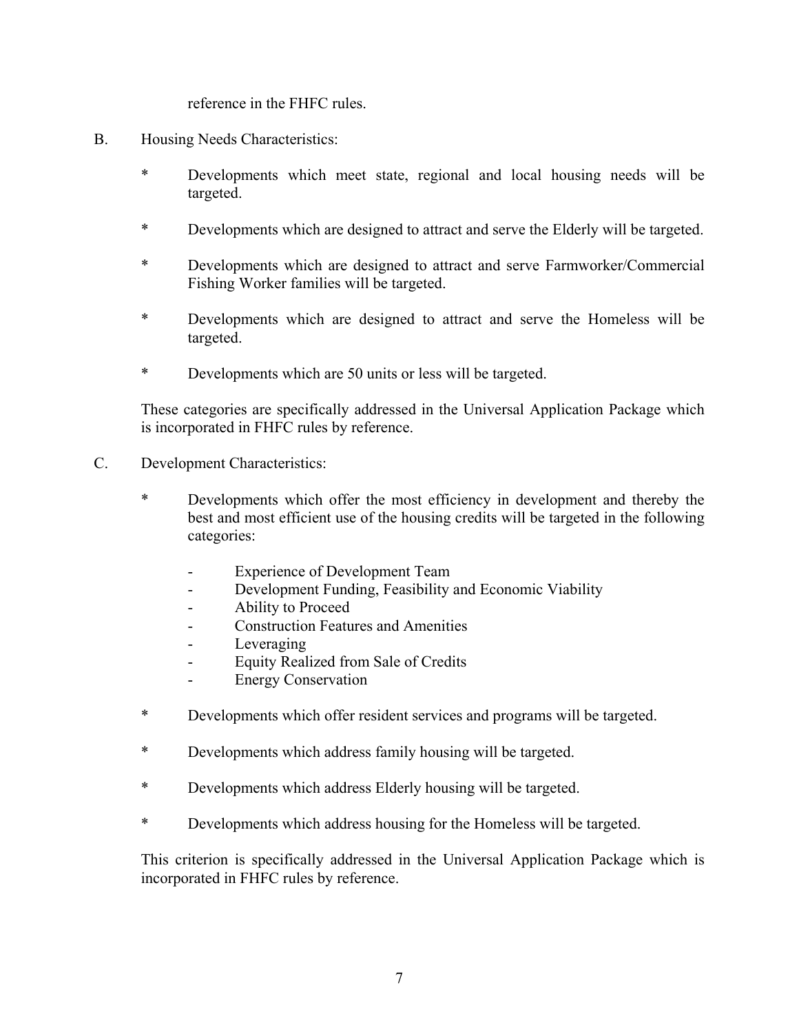reference in the FHFC rules.

B. Housing Needs Characteristics:

* Developments which meet state, regional and local housing needs will be targeted.

* Developments which are designed to attract and serve the Elderly will be targeted.

* Developments which are designed to attract and serve Farmworker/Commercial Fishing Worker families will be targeted.

* Developments which are designed to attract and serve the Homeless will be targeted.

* Developments which are 50 units or less will be targeted.

These categories are specifically addressed in the Universal Application Package which is incorporated in FHFC rules by reference.

C. Development Characteristics:

* Developments which offer the most efficiency in development and thereby the best and most efficient use of the housing credits will be targeted in the following categories:

  - Experience of Development Team
  - Development Funding, Feasibility and Economic Viability
  - Ability to Proceed
  - Construction Features and Amenities
  - Leveraging
  - Equity Realized from Sale of Credits
  - Energy Conservation

* Developments which offer resident services and programs will be targeted.

* Developments which address family housing will be targeted.

* Developments which address Elderly housing will be targeted.

* Developments which address housing for the Homeless will be targeted.

This criterion is specifically addressed in the Universal Application Package which is incorporated in FHFC rules by reference.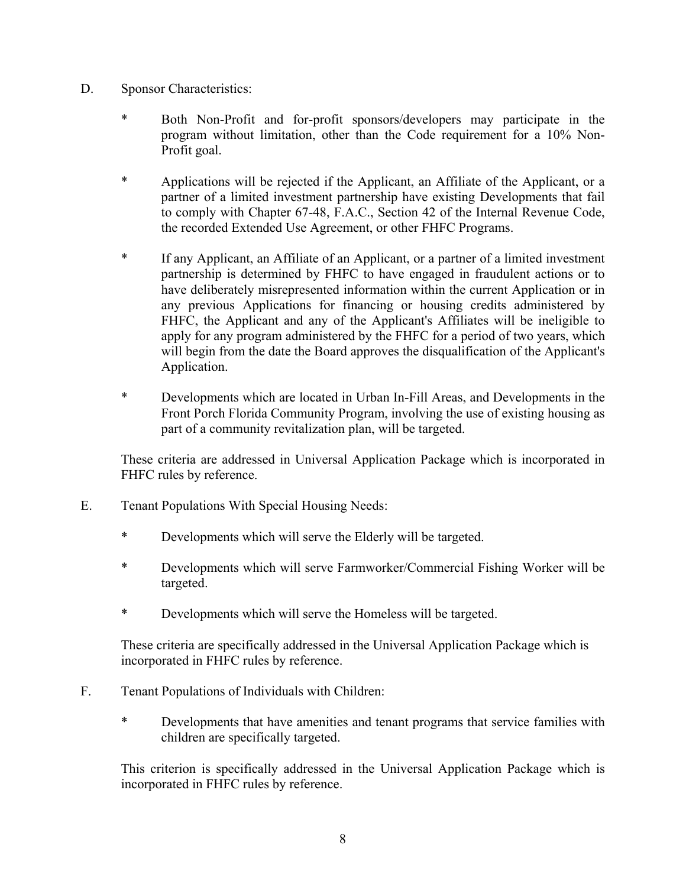D. Sponsor Characteristics:

* Both Non-Profit and for-profit sponsors/developers may participate in the program without limitation, other than the Code requirement for a 10% Non-Profit goal.

* Applications will be rejected if the Applicant, an Affiliate of the Applicant, or a partner of a limited investment partnership have existing Developments that fail to comply with Chapter 67-48, F.A.C., Section 42 of the Internal Revenue Code, the recorded Extended Use Agreement, or other FHFC Programs.

* If any Applicant, an Affiliate of an Applicant, or a partner of a limited investment partnership is determined by FHFC to have engaged in fraudulent actions or to have deliberately misrepresented information within the current Application or in any previous Applications for financing or housing credits administered by FHFC, the Applicant and any of the Applicant's Affiliates will be ineligible to apply for any program administered by the FHFC for a period of two years, which will begin from the date the Board approves the disqualification of the Applicant's Application.

* Developments which are located in Urban In-Fill Areas, and Developments in the Front Porch Florida Community Program, involving the use of existing housing as part of a community revitalization plan, will be targeted.

These criteria are addressed in Universal Application Package which is incorporated in FHFC rules by reference.

E. Tenant Populations With Special Housing Needs:

* Developments which will serve the Elderly will be targeted.

* Developments which will serve Farmworker/Commercial Fishing Worker will be targeted.

* Developments which will serve the Homeless will be targeted.

These criteria are specifically addressed in the Universal Application Package which is incorporated in FHFC rules by reference.

F. Tenant Populations of Individuals with Children:

* Developments that have amenities and tenant programs that service families with children are specifically targeted.

This criterion is specifically addressed in the Universal Application Package which is incorporated in FHFC rules by reference.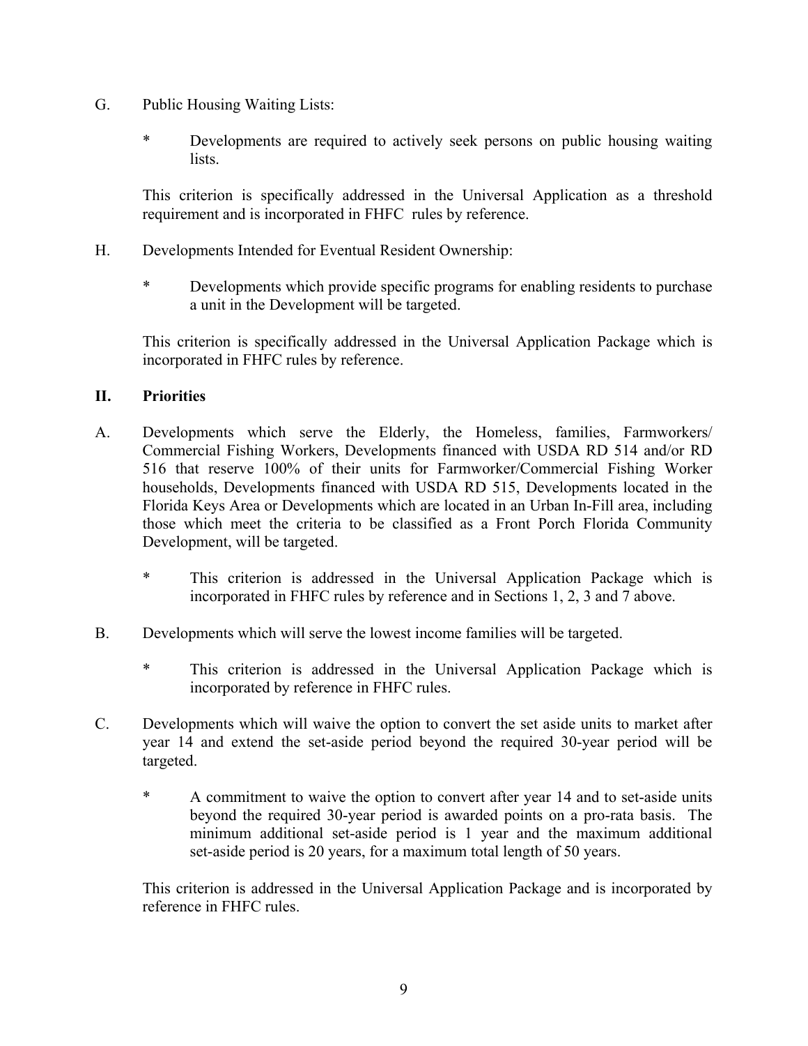G. Public Housing Waiting Lists:

   * Developments are required to actively seek persons on public housing waiting lists.

   This criterion is specifically addressed in the Universal Application as a threshold requirement and is incorporated in FHFC rules by reference.

H. Developments Intended for Eventual Resident Ownership:

   * Developments which provide specific programs for enabling residents to purchase a unit in the Development will be targeted.

   This criterion is specifically addressed in the Universal Application Package which is incorporated in FHFC rules by reference.

## II. Priorities

A. Developments which serve the Elderly, the Homeless, families, Farmworkers/ Commercial Fishing Workers, Developments financed with USDA RD 514 and/or RD 516 that reserve 100% of their units for Farmworker/Commercial Fishing Worker households, Developments financed with USDA RD 515, Developments located in the Florida Keys Area or Developments which are located in an Urban In-Fill area, including those which meet the criteria to be classified as a Front Porch Florida Community Development, will be targeted.

   * This criterion is addressed in the Universal Application Package which is incorporated in FHFC rules by reference and in Sections 1, 2, 3 and 7 above.

B. Developments which will serve the lowest income families will be targeted.

   * This criterion is addressed in the Universal Application Package which is incorporated by reference in FHFC rules.

C. Developments which will waive the option to convert the set aside units to market after year 14 and extend the set-aside period beyond the required 30-year period will be targeted.

   * A commitment to waive the option to convert after year 14 and to set-aside units beyond the required 30-year period is awarded points on a pro-rata basis. The minimum additional set-aside period is 1 year and the maximum additional set-aside period is 20 years, for a maximum total length of 50 years.

   This criterion is addressed in the Universal Application Package and is incorporated by reference in FHFC rules.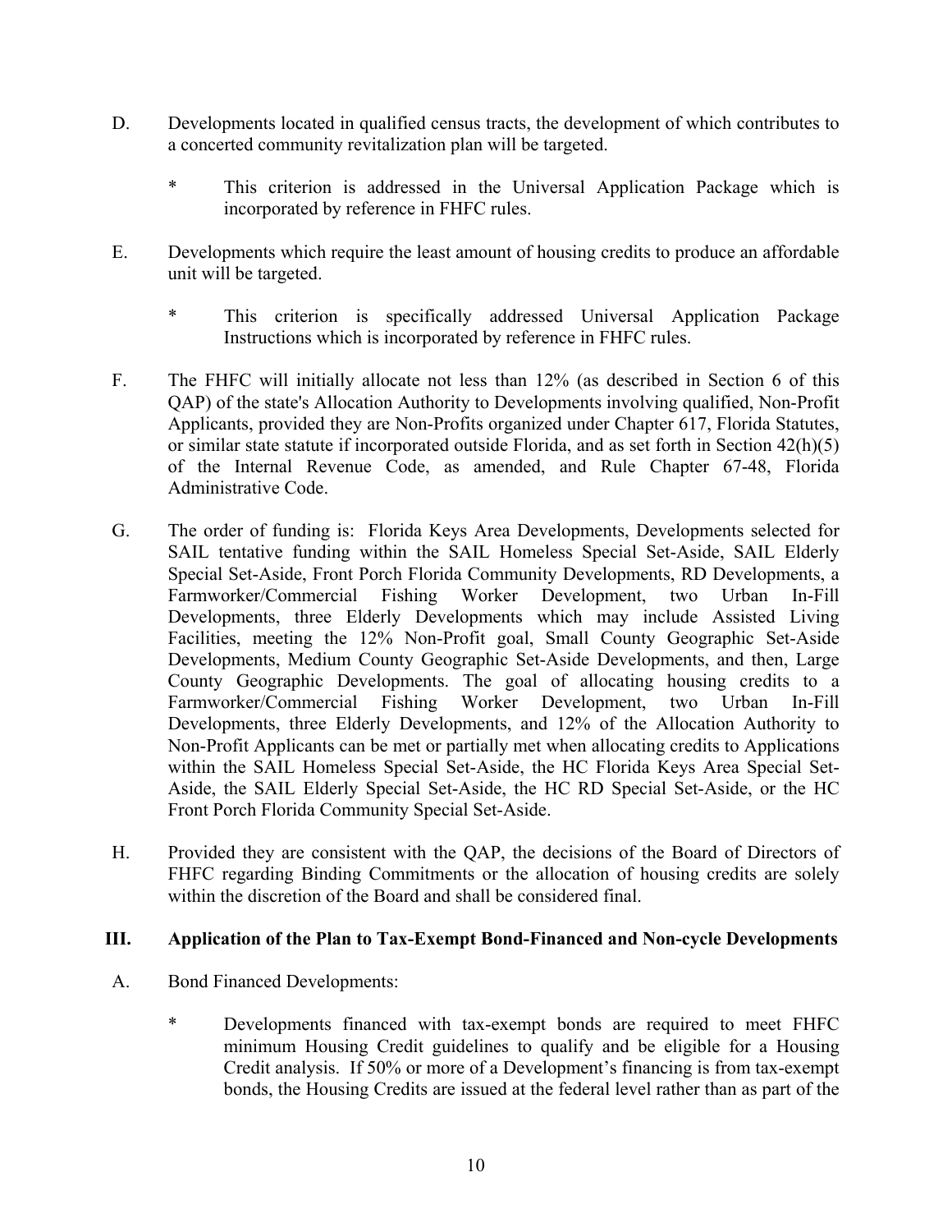D. Developments located in qualified census tracts, the development of which contributes to a concerted community revitalization plan will be targeted.

   * This criterion is addressed in the Universal Application Package which is incorporated by reference in FHFC rules.

E. Developments which require the least amount of housing credits to produce an affordable unit will be targeted.

   * This criterion is specifically addressed Universal Application Package Instructions which is incorporated by reference in FHFC rules.

F. The FHFC will initially allocate not less than 12% (as described in Section 6 of this QAP) of the state's Allocation Authority to Developments involving qualified, Non-Profit Applicants, provided they are Non-Profits organized under Chapter 617, Florida Statutes, or similar state statute if incorporated outside Florida, and as set forth in Section 42(h)(5) of the Internal Revenue Code, as amended, and Rule Chapter 67-48, Florida Administrative Code.

G. The order of funding is: Florida Keys Area Developments, Developments selected for SAIL tentative funding within the SAIL Homeless Special Set-Aside, SAIL Elderly Special Set-Aside, Front Porch Florida Community Developments, RD Developments, a Farmworker/Commercial Fishing Worker Development, two Urban In-Fill Developments, three Elderly Developments which may include Assisted Living Facilities, meeting the 12% Non-Profit goal, Small County Geographic Set-Aside Developments, Medium County Geographic Set-Aside Developments, and then, Large County Geographic Developments. The goal of allocating housing credits to a Farmworker/Commercial Fishing Worker Development, two Urban In-Fill Developments, three Elderly Developments, and 12% of the Allocation Authority to Non-Profit Applicants can be met or partially met when allocating credits to Applications within the SAIL Homeless Special Set-Aside, the HC Florida Keys Area Special Set-Aside, the SAIL Elderly Special Set-Aside, the HC RD Special Set-Aside, or the HC Front Porch Florida Community Special Set-Aside.

H. Provided they are consistent with the QAP, the decisions of the Board of Directors of FHFC regarding Binding Commitments or the allocation of housing credits are solely within the discretion of the Board and shall be considered final.

## III. Application of the Plan to Tax-Exempt Bond-Financed and Non-cycle Developments

A. Bond Financed Developments:

   * Developments financed with tax-exempt bonds are required to meet FHFC minimum Housing Credit guidelines to qualify and be eligible for a Housing Credit analysis. If 50% or more of a Development's financing is from tax-exempt bonds, the Housing Credits are issued at the federal level rather than as part of the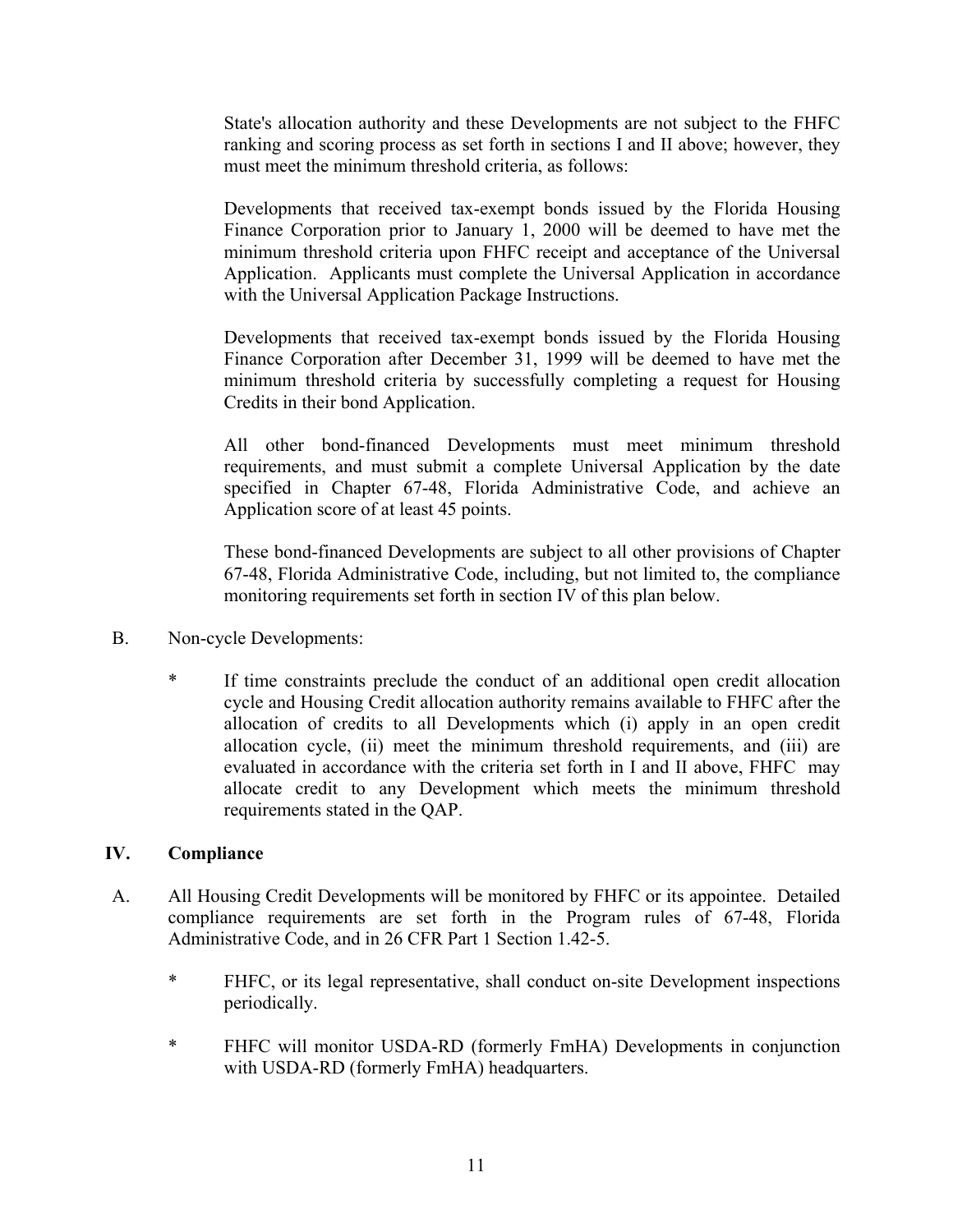State's allocation authority and these Developments are not subject to the FHFC ranking and scoring process as set forth in sections I and II above; however, they must meet the minimum threshold criteria, as follows:

Developments that received tax-exempt bonds issued by the Florida Housing Finance Corporation prior to January 1, 2000 will be deemed to have met the minimum threshold criteria upon FHFC receipt and acceptance of the Universal Application. Applicants must complete the Universal Application in accordance with the Universal Application Package Instructions.

Developments that received tax-exempt bonds issued by the Florida Housing Finance Corporation after December 31, 1999 will be deemed to have met the minimum threshold criteria by successfully completing a request for Housing Credits in their bond Application.

All other bond-financed Developments must meet minimum threshold requirements, and must submit a complete Universal Application by the date specified in Chapter 67-48, Florida Administrative Code, and achieve an Application score of at least 45 points.

These bond-financed Developments are subject to all other provisions of Chapter 67-48, Florida Administrative Code, including, but not limited to, the compliance monitoring requirements set forth in section IV of this plan below.

B. Non-cycle Developments:

* If time constraints preclude the conduct of an additional open credit allocation cycle and Housing Credit allocation authority remains available to FHFC after the allocation of credits to all Developments which (i) apply in an open credit allocation cycle, (ii) meet the minimum threshold requirements, and (iii) are evaluated in accordance with the criteria set forth in I and II above, FHFC may allocate credit to any Development which meets the minimum threshold requirements stated in the QAP.

## IV. Compliance

A. All Housing Credit Developments will be monitored by FHFC or its appointee. Detailed compliance requirements are set forth in the Program rules of 67-48, Florida Administrative Code, and in 26 CFR Part 1 Section 1.42-5.

* FHFC, or its legal representative, shall conduct on-site Development inspections periodically.

* FHFC will monitor USDA-RD (formerly FmHA) Developments in conjunction with USDA-RD (formerly FmHA) headquarters.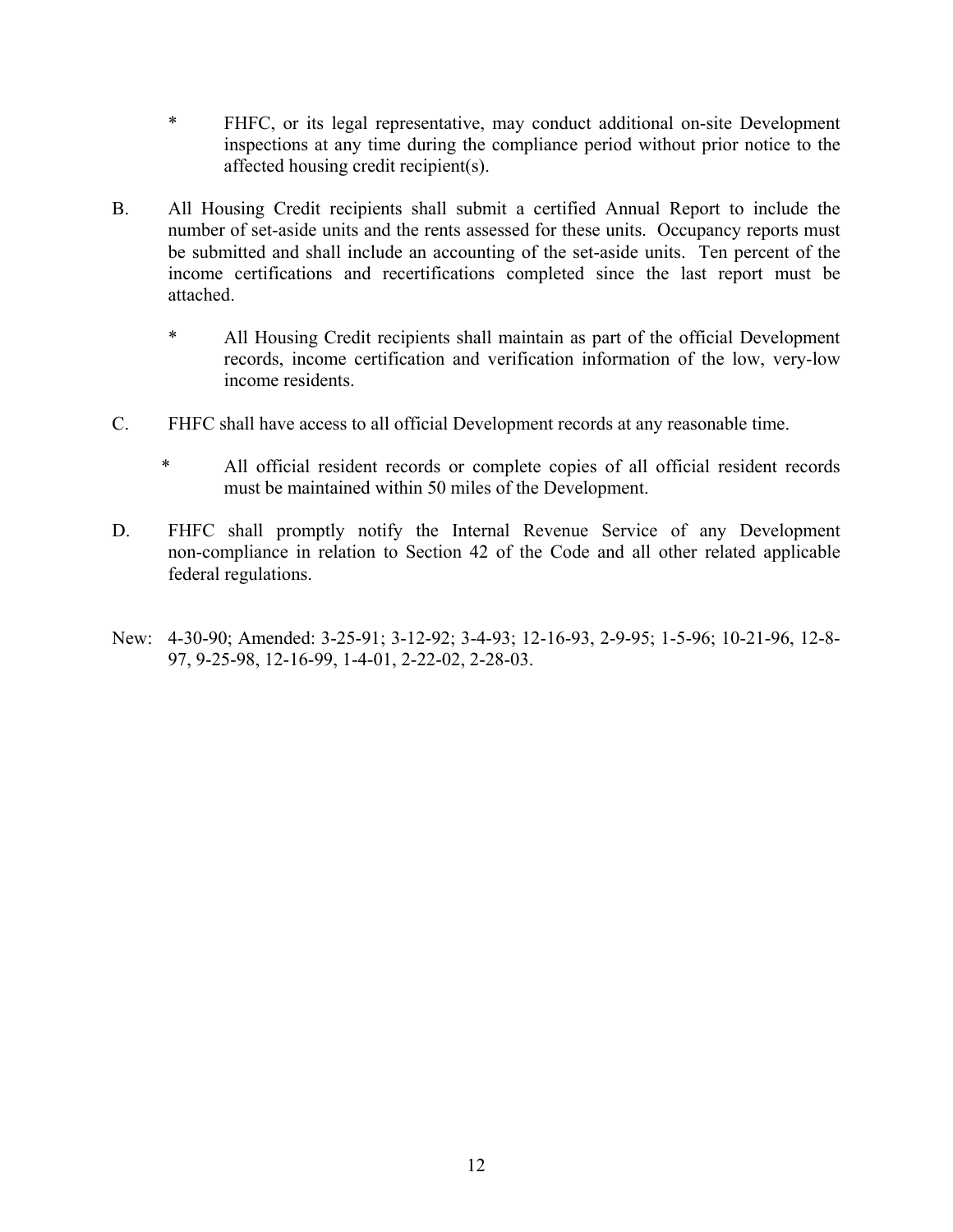* FHFC, or its legal representative, may conduct additional on-site Development inspections at any time during the compliance period without prior notice to the affected housing credit recipient(s).

B. All Housing Credit recipients shall submit a certified Annual Report to include the number of set-aside units and the rents assessed for these units. Occupancy reports must be submitted and shall include an accounting of the set-aside units. Ten percent of the income certifications and recertifications completed since the last report must be attached.

* All Housing Credit recipients shall maintain as part of the official Development records, income certification and verification information of the low, very-low income residents.

C. FHFC shall have access to all official Development records at any reasonable time.

* All official resident records or complete copies of all official resident records must be maintained within 50 miles of the Development.

D. FHFC shall promptly notify the Internal Revenue Service of any Development non-compliance in relation to Section 42 of the Code and all other related applicable federal regulations.

New: 4-30-90; Amended: 3-25-91; 3-12-92; 3-4-93; 12-16-93, 2-9-95; 1-5-96; 10-21-96, 12-8-97, 9-25-98, 12-16-99, 1-4-01, 2-22-02, 2-28-03.